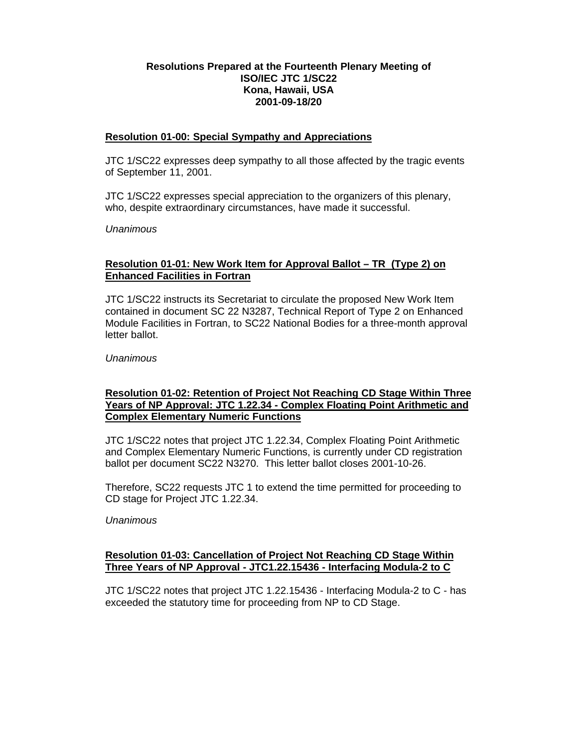**Resolutions Prepared at the Fourteenth Plenary Meeting of**
**ISO/IEC JTC 1/SC22**
**Kona, Hawaii, USA**
**2001-09-18/20**

## Resolution 01-00: Special Sympathy and Appreciations

JTC 1/SC22 expresses deep sympathy to all those affected by the tragic events of September 11, 2001.

JTC 1/SC22 expresses special appreciation to the organizers of this plenary, who, despite extraordinary circumstances, have made it successful.

*Unanimous*

## Resolution 01-01: New Work Item for Approval Ballot – TR (Type 2) on Enhanced Facilities in Fortran

JTC 1/SC22 instructs its Secretariat to circulate the proposed New Work Item contained in document SC 22 N3287, Technical Report of Type 2 on Enhanced Module Facilities in Fortran, to SC22 National Bodies for a three-month approval letter ballot.

*Unanimous*

## Resolution 01-02: Retention of Project Not Reaching CD Stage Within Three Years of NP Approval: JTC 1.22.34 - Complex Floating Point Arithmetic and Complex Elementary Numeric Functions

JTC 1/SC22 notes that project JTC 1.22.34, Complex Floating Point Arithmetic and Complex Elementary Numeric Functions, is currently under CD registration ballot per document SC22 N3270. This letter ballot closes 2001-10-26.

Therefore, SC22 requests JTC 1 to extend the time permitted for proceeding to CD stage for Project JTC 1.22.34.

*Unanimous*

## Resolution 01-03: Cancellation of Project Not Reaching CD Stage Within Three Years of NP Approval - JTC1.22.15436 - Interfacing Modula-2 to C

JTC 1/SC22 notes that project JTC 1.22.15436 - Interfacing Modula-2 to C - has exceeded the statutory time for proceeding from NP to CD Stage.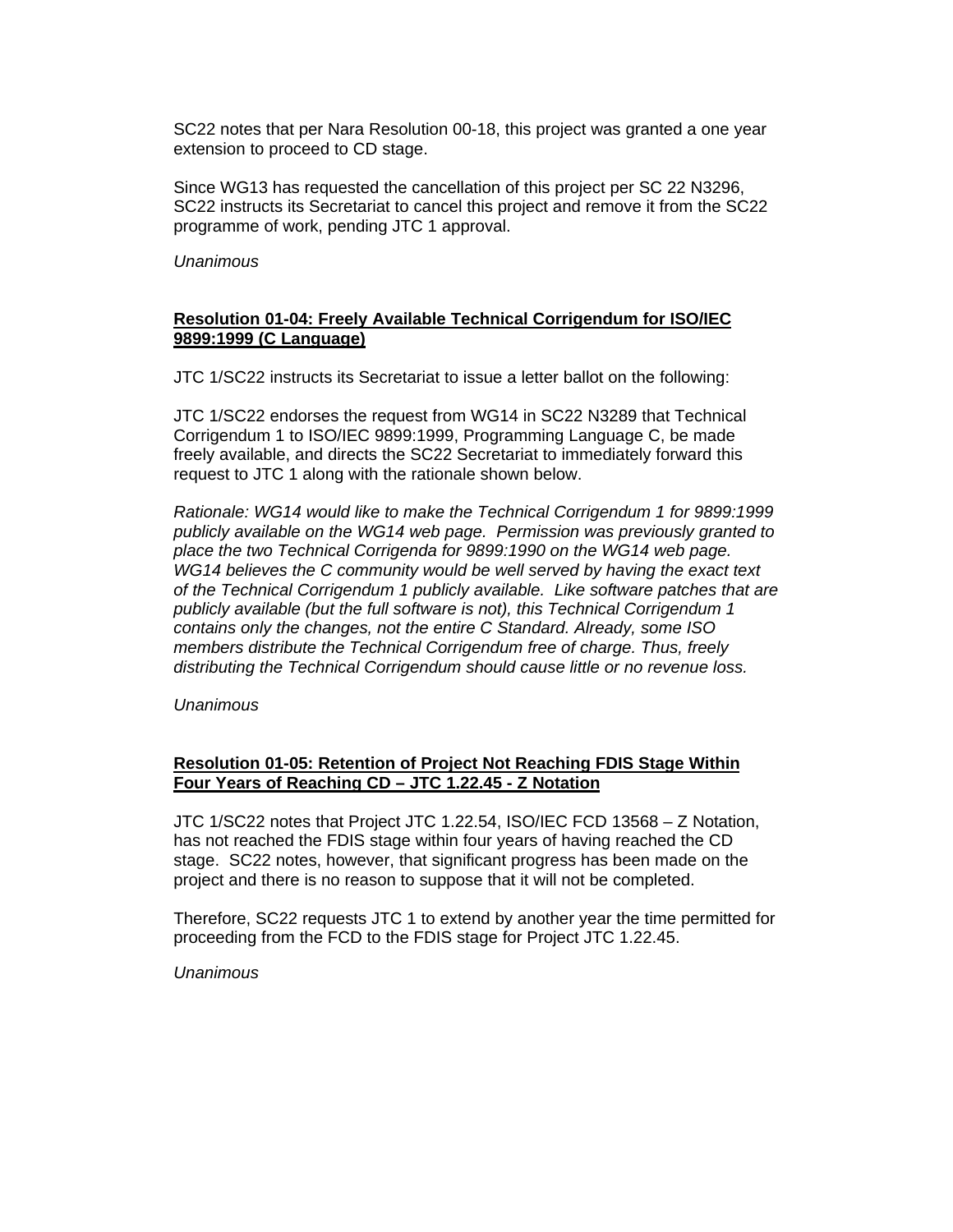SC22 notes that per Nara Resolution 00-18, this project was granted a one year extension to proceed to CD stage.

Since WG13 has requested the cancellation of this project per SC 22 N3296, SC22 instructs its Secretariat to cancel this project and remove it from the SC22 programme of work, pending JTC 1 approval.

*Unanimous*

**Resolution 01-04: Freely Available Technical Corrigendum for ISO/IEC 9899:1999 (C Language)**

JTC 1/SC22 instructs its Secretariat to issue a letter ballot on the following:

JTC 1/SC22 endorses the request from WG14 in SC22 N3289 that Technical Corrigendum 1 to ISO/IEC 9899:1999, Programming Language C, be made freely available, and directs the SC22 Secretariat to immediately forward this request to JTC 1 along with the rationale shown below.

*Rationale: WG14 would like to make the Technical Corrigendum 1 for 9899:1999 publicly available on the WG14 web page. Permission was previously granted to place the two Technical Corrigenda for 9899:1990 on the WG14 web page. WG14 believes the C community would be well served by having the exact text of the Technical Corrigendum 1 publicly available. Like software patches that are publicly available (but the full software is not), this Technical Corrigendum 1 contains only the changes, not the entire C Standard. Already, some ISO members distribute the Technical Corrigendum free of charge. Thus, freely distributing the Technical Corrigendum should cause little or no revenue loss.*

*Unanimous*

**Resolution 01-05: Retention of Project Not Reaching FDIS Stage Within Four Years of Reaching CD – JTC 1.22.45 - Z Notation**

JTC 1/SC22 notes that Project JTC 1.22.54, ISO/IEC FCD 13568 – Z Notation, has not reached the FDIS stage within four years of having reached the CD stage. SC22 notes, however, that significant progress has been made on the project and there is no reason to suppose that it will not be completed.

Therefore, SC22 requests JTC 1 to extend by another year the time permitted for proceeding from the FCD to the FDIS stage for Project JTC 1.22.45.

*Unanimous*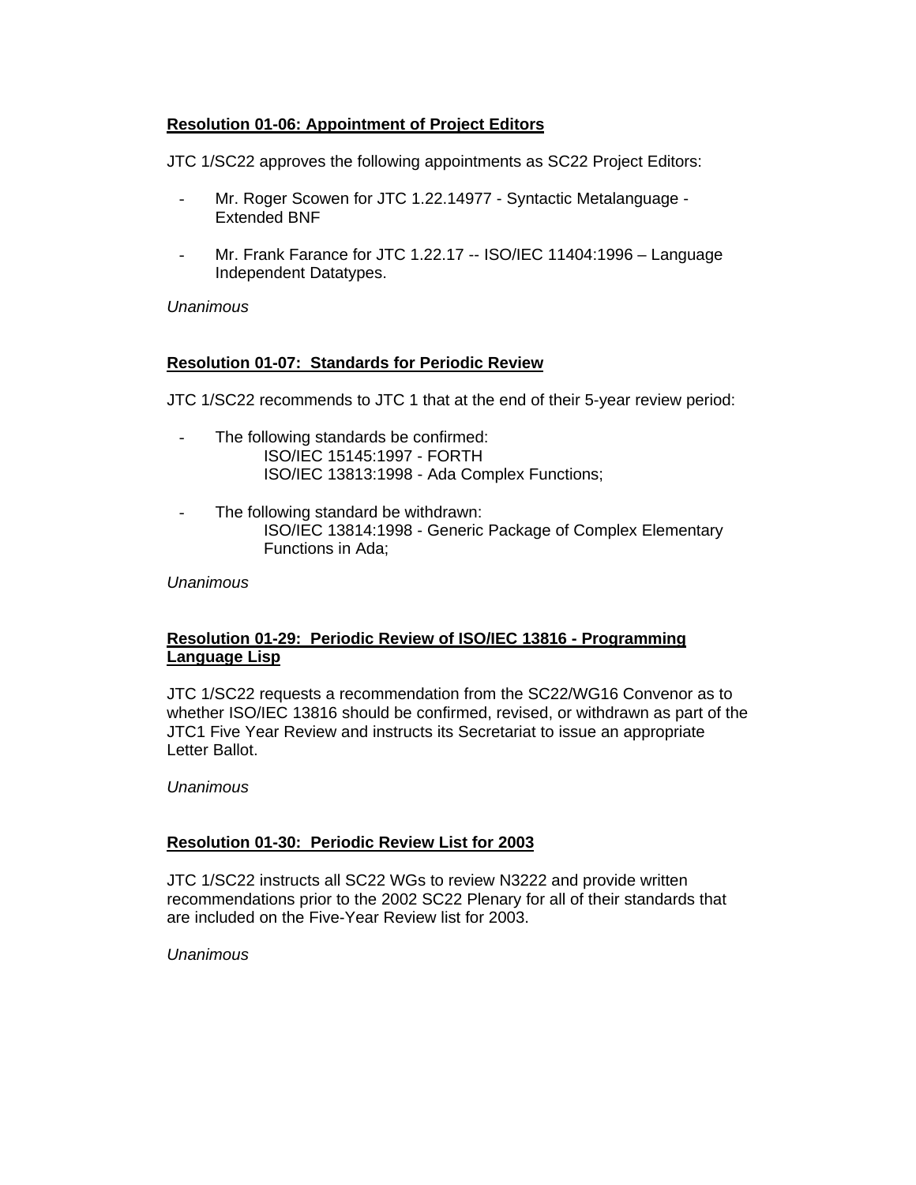**Resolution 01-06: Appointment of Project Editors**

JTC 1/SC22 approves the following appointments as SC22 Project Editors:

- Mr. Roger Scowen for JTC 1.22.14977 - Syntactic Metalanguage - Extended BNF
- Mr. Frank Farance for JTC 1.22.17 -- ISO/IEC 11404:1996 – Language Independent Datatypes.

*Unanimous*

**Resolution 01-07: Standards for Periodic Review**

JTC 1/SC22 recommends to JTC 1 that at the end of their 5-year review period:

- The following standards be confirmed:
  ISO/IEC 15145:1997 - FORTH
  ISO/IEC 13813:1998 - Ada Complex Functions;
- The following standard be withdrawn:
  ISO/IEC 13814:1998 - Generic Package of Complex Elementary Functions in Ada;

*Unanimous*

**Resolution 01-29: Periodic Review of ISO/IEC 13816 - Programming Language Lisp**

JTC 1/SC22 requests a recommendation from the SC22/WG16 Convenor as to whether ISO/IEC 13816 should be confirmed, revised, or withdrawn as part of the JTC1 Five Year Review and instructs its Secretariat to issue an appropriate Letter Ballot.

*Unanimous*

**Resolution 01-30: Periodic Review List for 2003**

JTC 1/SC22 instructs all SC22 WGs to review N3222 and provide written recommendations prior to the 2002 SC22 Plenary for all of their standards that are included on the Five-Year Review list for 2003.

*Unanimous*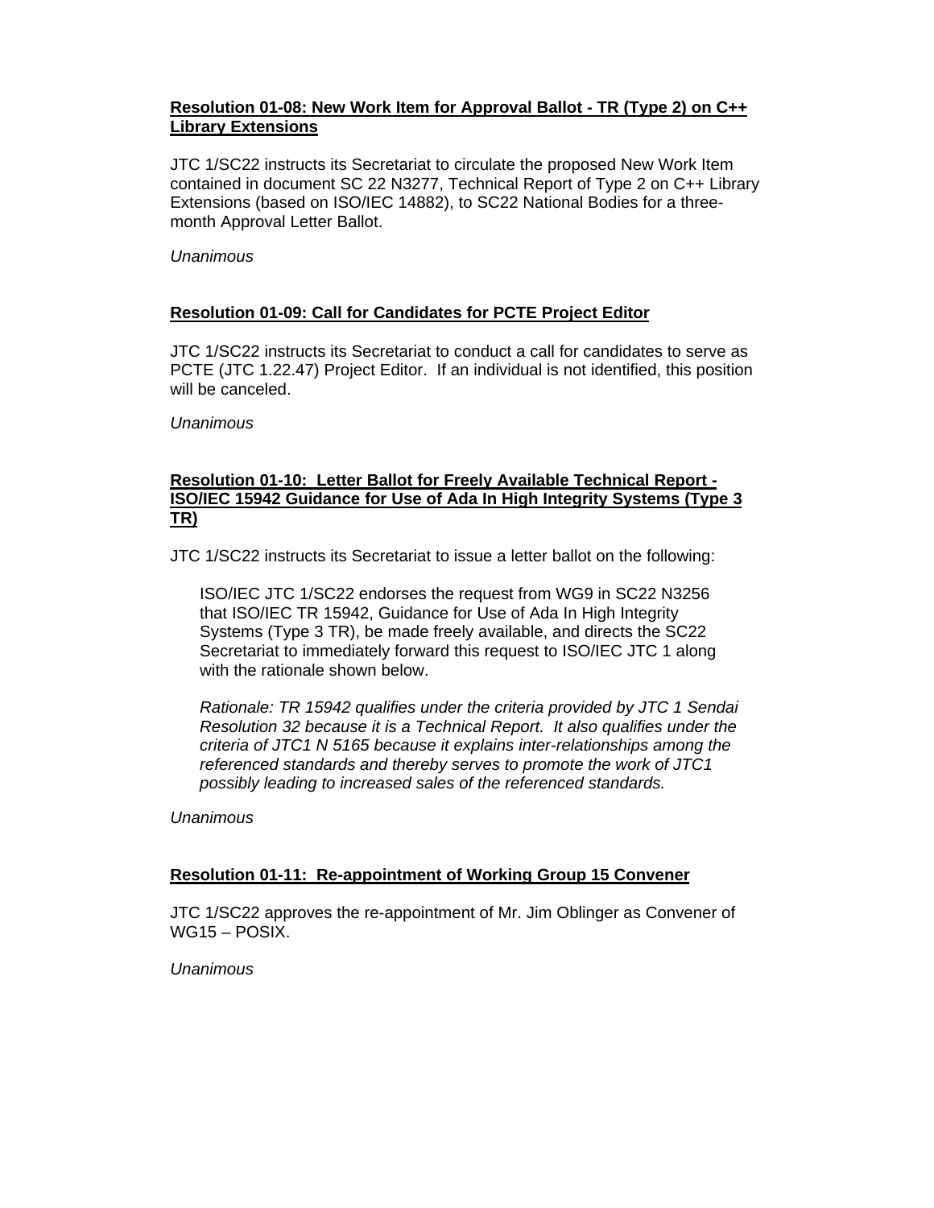**Resolution 01-08: New Work Item for Approval Ballot - TR (Type 2) on C++ Library Extensions**

JTC 1/SC22 instructs its Secretariat to circulate the proposed New Work Item contained in document SC 22 N3277, Technical Report of Type 2 on C++ Library Extensions (based on ISO/IEC 14882), to SC22 National Bodies for a three-month Approval Letter Ballot.

*Unanimous*

**Resolution 01-09: Call for Candidates for PCTE Project Editor**

JTC 1/SC22 instructs its Secretariat to conduct a call for candidates to serve as PCTE (JTC 1.22.47) Project Editor. If an individual is not identified, this position will be canceled.

*Unanimous*

**Resolution 01-10: Letter Ballot for Freely Available Technical Report - ISO/IEC 15942 Guidance for Use of Ada In High Integrity Systems (Type 3 TR)**

JTC 1/SC22 instructs its Secretariat to issue a letter ballot on the following:

> ISO/IEC JTC 1/SC22 endorses the request from WG9 in SC22 N3256 that ISO/IEC TR 15942, Guidance for Use of Ada In High Integrity Systems (Type 3 TR), be made freely available, and directs the SC22 Secretariat to immediately forward this request to ISO/IEC JTC 1 along with the rationale shown below.
>
> *Rationale: TR 15942 qualifies under the criteria provided by JTC 1 Sendai Resolution 32 because it is a Technical Report. It also qualifies under the criteria of JTC1 N 5165 because it explains inter-relationships among the referenced standards and thereby serves to promote the work of JTC1 possibly leading to increased sales of the referenced standards.*

*Unanimous*

**Resolution 01-11: Re-appointment of Working Group 15 Convener**

JTC 1/SC22 approves the re-appointment of Mr. Jim Oblinger as Convener of WG15 – POSIX.

*Unanimous*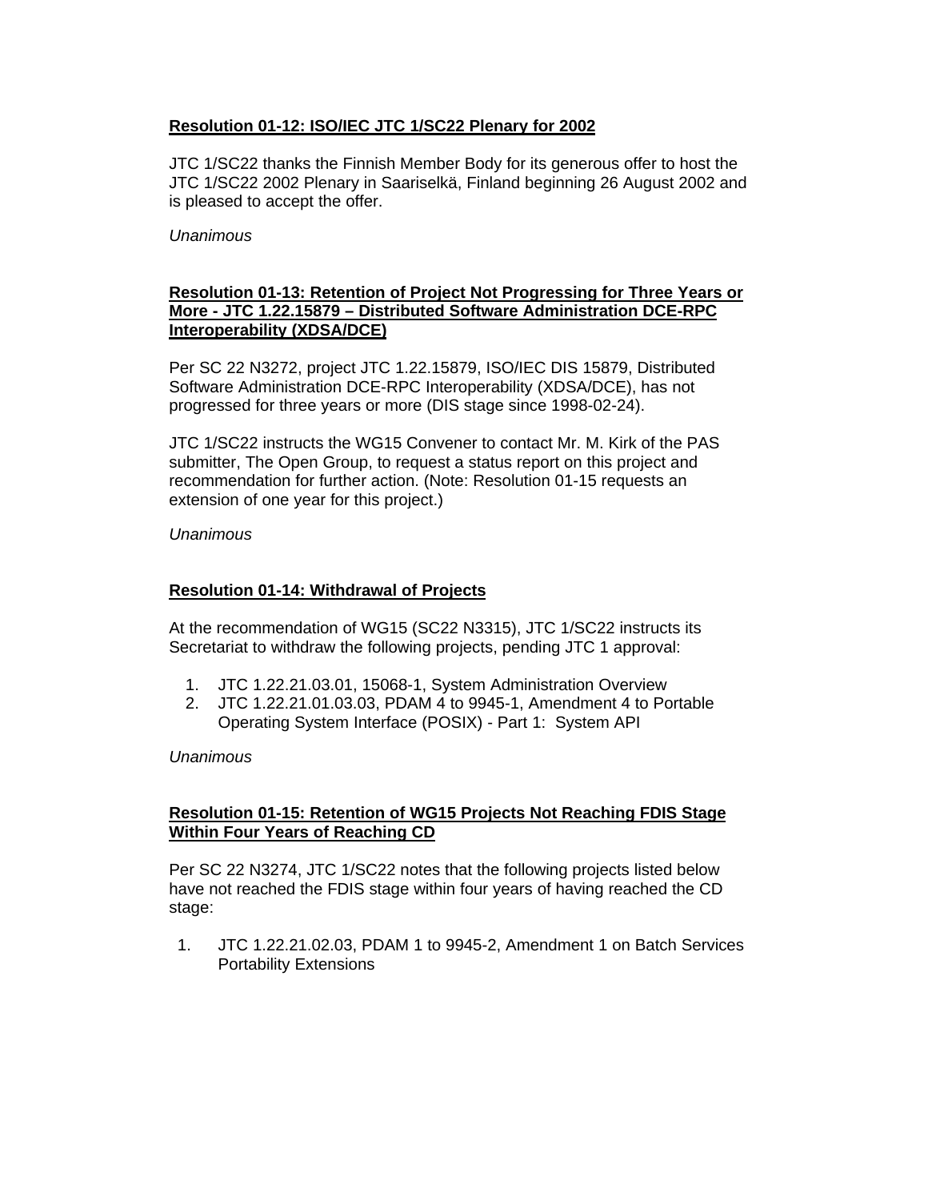**Resolution 01-12: ISO/IEC JTC 1/SC22 Plenary for 2002**

JTC 1/SC22 thanks the Finnish Member Body for its generous offer to host the JTC 1/SC22 2002 Plenary in Saariselkä, Finland beginning 26 August 2002 and is pleased to accept the offer.

*Unanimous*

**Resolution 01-13: Retention of Project Not Progressing for Three Years or More - JTC 1.22.15879 – Distributed Software Administration DCE-RPC Interoperability (XDSA/DCE)**

Per SC 22 N3272, project JTC 1.22.15879, ISO/IEC DIS 15879, Distributed Software Administration DCE-RPC Interoperability (XDSA/DCE), has not progressed for three years or more (DIS stage since 1998-02-24).

JTC 1/SC22 instructs the WG15 Convener to contact Mr. M. Kirk of the PAS submitter, The Open Group, to request a status report on this project and recommendation for further action. (Note: Resolution 01-15 requests an extension of one year for this project.)

*Unanimous*

**Resolution 01-14: Withdrawal of Projects**

At the recommendation of WG15 (SC22 N3315), JTC 1/SC22 instructs its Secretariat to withdraw the following projects, pending JTC 1 approval:

1. JTC 1.22.21.03.01, 15068-1, System Administration Overview
2. JTC 1.22.21.01.03.03, PDAM 4 to 9945-1, Amendment 4 to Portable Operating System Interface (POSIX) - Part 1: System API

*Unanimous*

**Resolution 01-15: Retention of WG15 Projects Not Reaching FDIS Stage Within Four Years of Reaching CD**

Per SC 22 N3274, JTC 1/SC22 notes that the following projects listed below have not reached the FDIS stage within four years of having reached the CD stage:

1. JTC 1.22.21.02.03, PDAM 1 to 9945-2, Amendment 1 on Batch Services Portability Extensions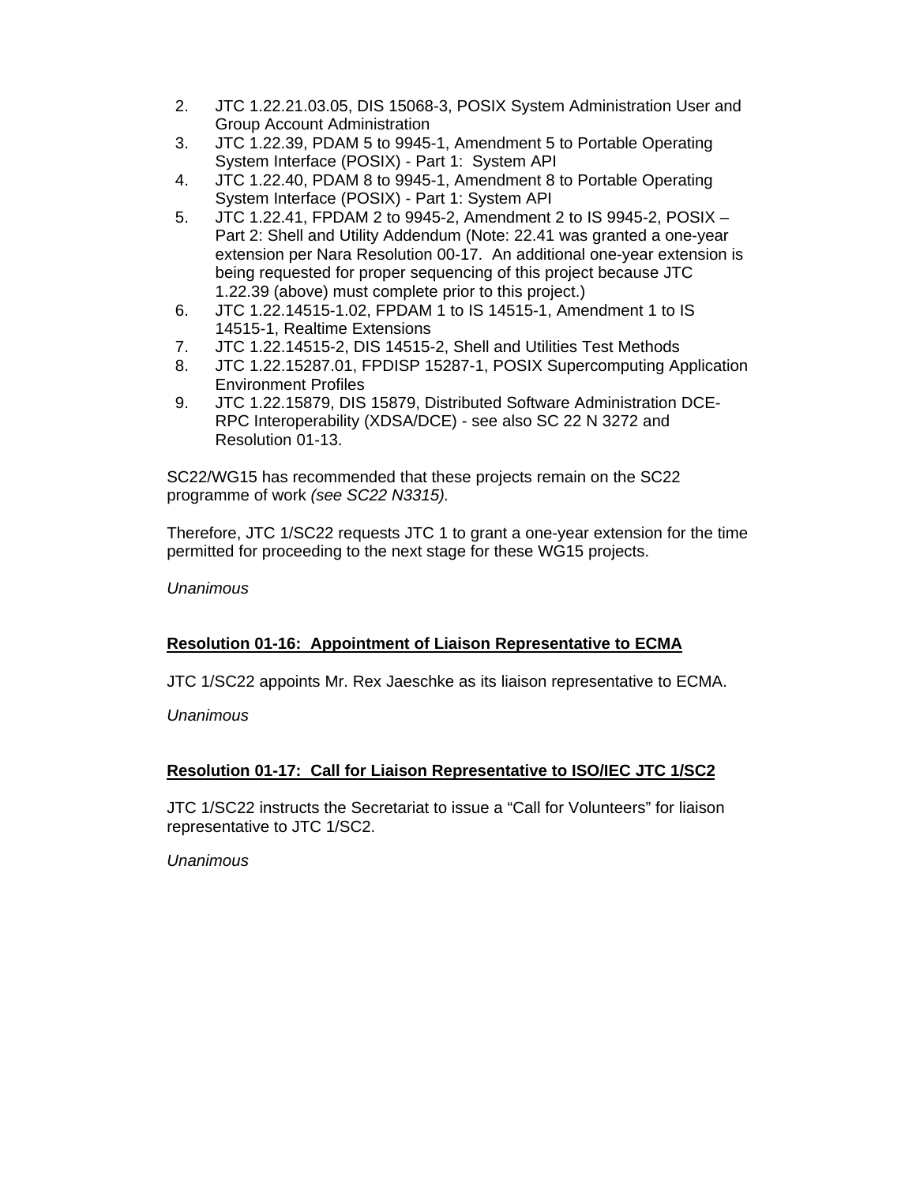2. JTC 1.22.21.03.05, DIS 15068-3, POSIX System Administration User and Group Account Administration
3. JTC 1.22.39, PDAM 5 to 9945-1, Amendment 5 to Portable Operating System Interface (POSIX) - Part 1: System API
4. JTC 1.22.40, PDAM 8 to 9945-1, Amendment 8 to Portable Operating System Interface (POSIX) - Part 1: System API
5. JTC 1.22.41, FPDAM 2 to 9945-2, Amendment 2 to IS 9945-2, POSIX – Part 2: Shell and Utility Addendum (Note: 22.41 was granted a one-year extension per Nara Resolution 00-17. An additional one-year extension is being requested for proper sequencing of this project because JTC 1.22.39 (above) must complete prior to this project.)
6. JTC 1.22.14515-1.02, FPDAM 1 to IS 14515-1, Amendment 1 to IS 14515-1, Realtime Extensions
7. JTC 1.22.14515-2, DIS 14515-2, Shell and Utilities Test Methods
8. JTC 1.22.15287.01, FPDISP 15287-1, POSIX Supercomputing Application Environment Profiles
9. JTC 1.22.15879, DIS 15879, Distributed Software Administration DCE-RPC Interoperability (XDSA/DCE) - see also SC 22 N 3272 and Resolution 01-13.

SC22/WG15 has recommended that these projects remain on the SC22 programme of work *(see SC22 N3315).*

Therefore, JTC 1/SC22 requests JTC 1 to grant a one-year extension for the time permitted for proceeding to the next stage for these WG15 projects.

*Unanimous*

**Resolution 01-16: Appointment of Liaison Representative to ECMA**

JTC 1/SC22 appoints Mr. Rex Jaeschke as its liaison representative to ECMA.

*Unanimous*

**Resolution 01-17: Call for Liaison Representative to ISO/IEC JTC 1/SC2**

JTC 1/SC22 instructs the Secretariat to issue a “Call for Volunteers” for liaison representative to JTC 1/SC2.

*Unanimous*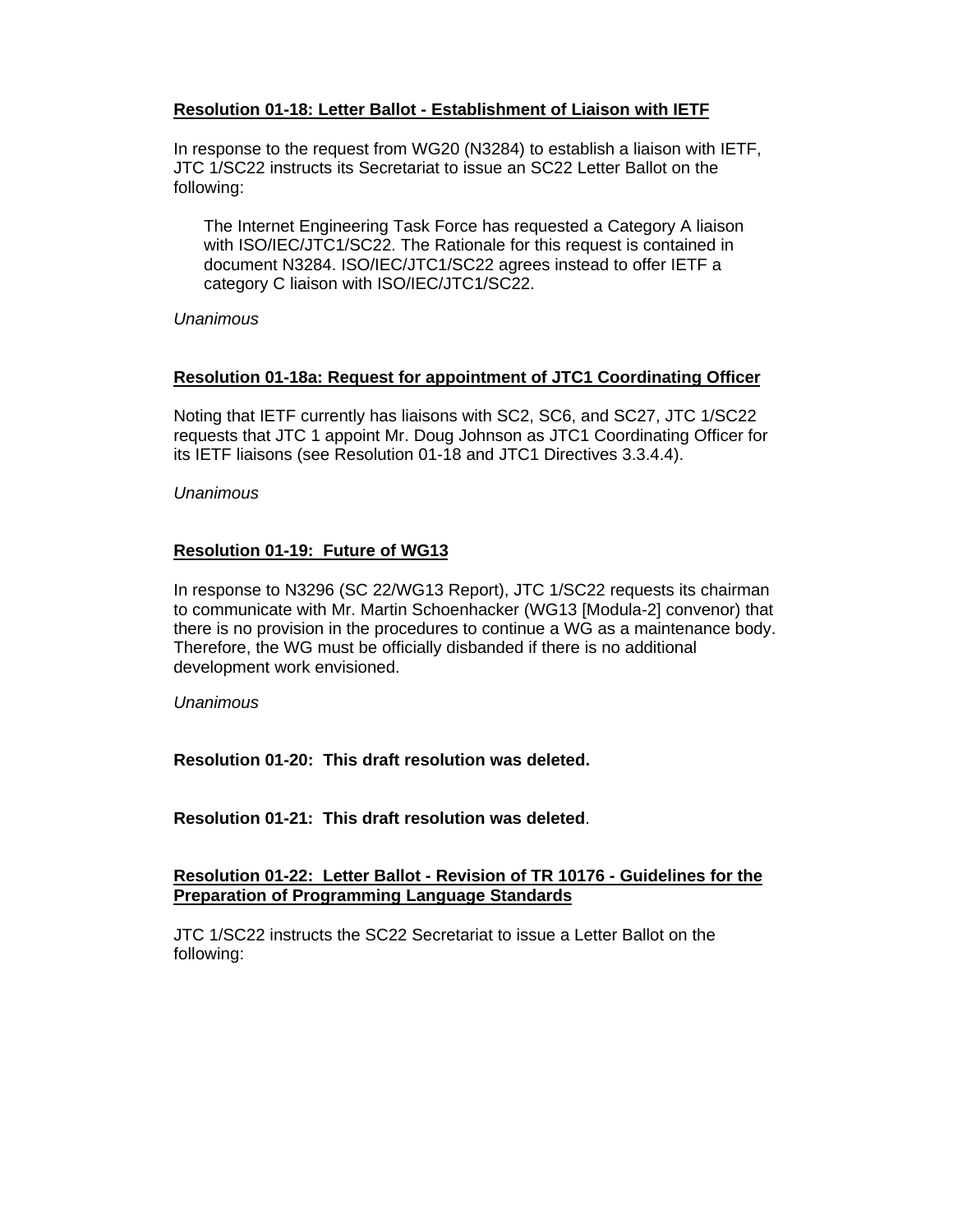**Resolution 01-18: Letter Ballot - Establishment of Liaison with IETF**

In response to the request from WG20 (N3284) to establish a liaison with IETF, JTC 1/SC22 instructs its Secretariat to issue an SC22 Letter Ballot on the following:

> The Internet Engineering Task Force has requested a Category A liaison with ISO/IEC/JTC1/SC22. The Rationale for this request is contained in document N3284. ISO/IEC/JTC1/SC22 agrees instead to offer IETF a category C liaison with ISO/IEC/JTC1/SC22.

*Unanimous*

**Resolution 01-18a: Request for appointment of JTC1 Coordinating Officer**

Noting that IETF currently has liaisons with SC2, SC6, and SC27, JTC 1/SC22 requests that JTC 1 appoint Mr. Doug Johnson as JTC1 Coordinating Officer for its IETF liaisons (see Resolution 01-18 and JTC1 Directives 3.3.4.4).

*Unanimous*

**Resolution 01-19: Future of WG13**

In response to N3296 (SC 22/WG13 Report), JTC 1/SC22 requests its chairman to communicate with Mr. Martin Schoenhacker (WG13 [Modula-2] convenor) that there is no provision in the procedures to continue a WG as a maintenance body. Therefore, the WG must be officially disbanded if there is no additional development work envisioned.

*Unanimous*

**Resolution 01-20: This draft resolution was deleted.**

**Resolution 01-21: This draft resolution was deleted**.

**Resolution 01-22: Letter Ballot - Revision of TR 10176 - Guidelines for the Preparation of Programming Language Standards**

JTC 1/SC22 instructs the SC22 Secretariat to issue a Letter Ballot on the following: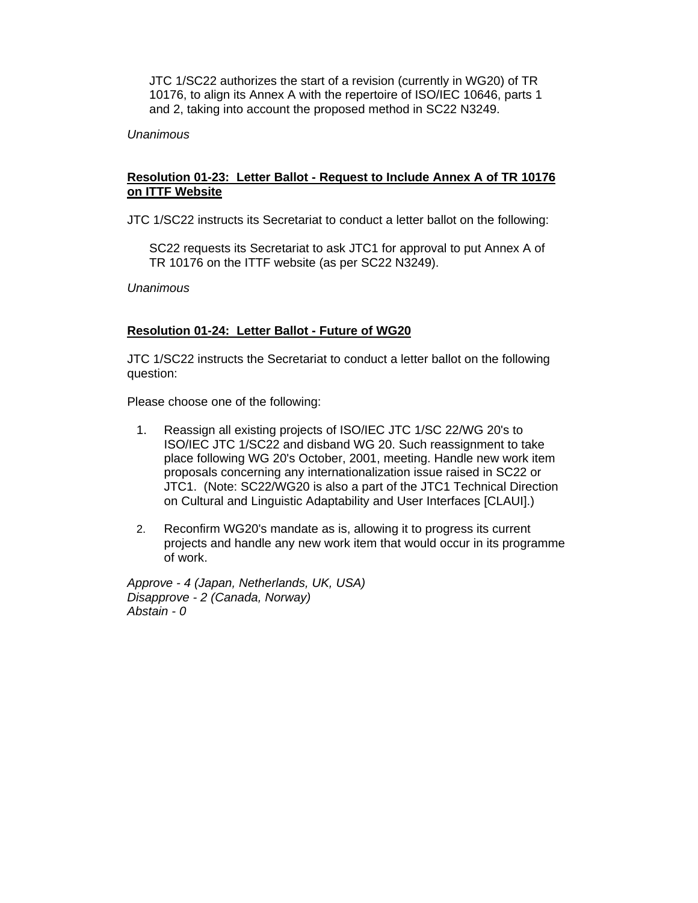> JTC 1/SC22 authorizes the start of a revision (currently in WG20) of TR 10176, to align its Annex A with the repertoire of ISO/IEC 10646, parts 1 and 2, taking into account the proposed method in SC22 N3249.

*Unanimous*

**Resolution 01-23: Letter Ballot - Request to Include Annex A of TR 10176 on ITTF Website**

JTC 1/SC22 instructs its Secretariat to conduct a letter ballot on the following:

> SC22 requests its Secretariat to ask JTC1 for approval to put Annex A of TR 10176 on the ITTF website (as per SC22 N3249).

*Unanimous*

**Resolution 01-24: Letter Ballot - Future of WG20**

JTC 1/SC22 instructs the Secretariat to conduct a letter ballot on the following question:

Please choose one of the following:

1. Reassign all existing projects of ISO/IEC JTC 1/SC 22/WG 20's to ISO/IEC JTC 1/SC22 and disband WG 20. Such reassignment to take place following WG 20's October, 2001, meeting. Handle new work item proposals concerning any internationalization issue raised in SC22 or JTC1. (Note: SC22/WG20 is also a part of the JTC1 Technical Direction on Cultural and Linguistic Adaptability and User Interfaces [CLAUI].)
2. Reconfirm WG20's mandate as is, allowing it to progress its current projects and handle any new work item that would occur in its programme of work.

*Approve - 4 (Japan, Netherlands, UK, USA)*
*Disapprove - 2 (Canada, Norway)*
*Abstain - 0*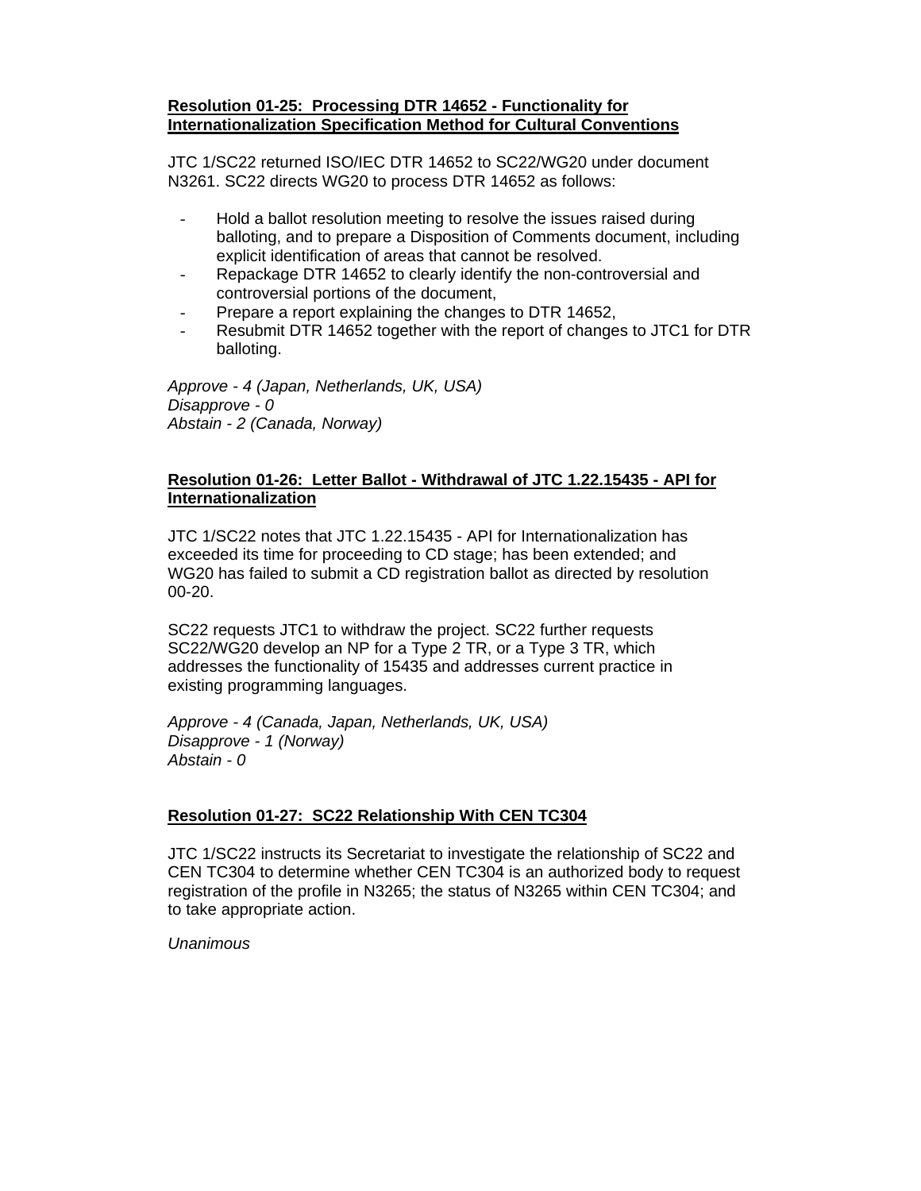**Resolution 01-25: Processing DTR 14652 - Functionality for Internationalization Specification Method for Cultural Conventions**

JTC 1/SC22 returned ISO/IEC DTR 14652 to SC22/WG20 under document N3261. SC22 directs WG20 to process DTR 14652 as follows:

- Hold a ballot resolution meeting to resolve the issues raised during balloting, and to prepare a Disposition of Comments document, including explicit identification of areas that cannot be resolved.
- Repackage DTR 14652 to clearly identify the non-controversial and controversial portions of the document,
- Prepare a report explaining the changes to DTR 14652,
- Resubmit DTR 14652 together with the report of changes to JTC1 for DTR balloting.

*Approve - 4 (Japan, Netherlands, UK, USA)*
*Disapprove - 0*
*Abstain - 2 (Canada, Norway)*

**Resolution 01-26: Letter Ballot - Withdrawal of JTC 1.22.15435 - API for Internationalization**

JTC 1/SC22 notes that JTC 1.22.15435 - API for Internationalization has exceeded its time for proceeding to CD stage; has been extended; and WG20 has failed to submit a CD registration ballot as directed by resolution 00-20.

SC22 requests JTC1 to withdraw the project. SC22 further requests SC22/WG20 develop an NP for a Type 2 TR, or a Type 3 TR, which addresses the functionality of 15435 and addresses current practice in existing programming languages.

*Approve - 4 (Canada, Japan, Netherlands, UK, USA)*
*Disapprove - 1 (Norway)*
*Abstain - 0*

**Resolution 01-27: SC22 Relationship With CEN TC304**

JTC 1/SC22 instructs its Secretariat to investigate the relationship of SC22 and CEN TC304 to determine whether CEN TC304 is an authorized body to request registration of the profile in N3265; the status of N3265 within CEN TC304; and to take appropriate action.

*Unanimous*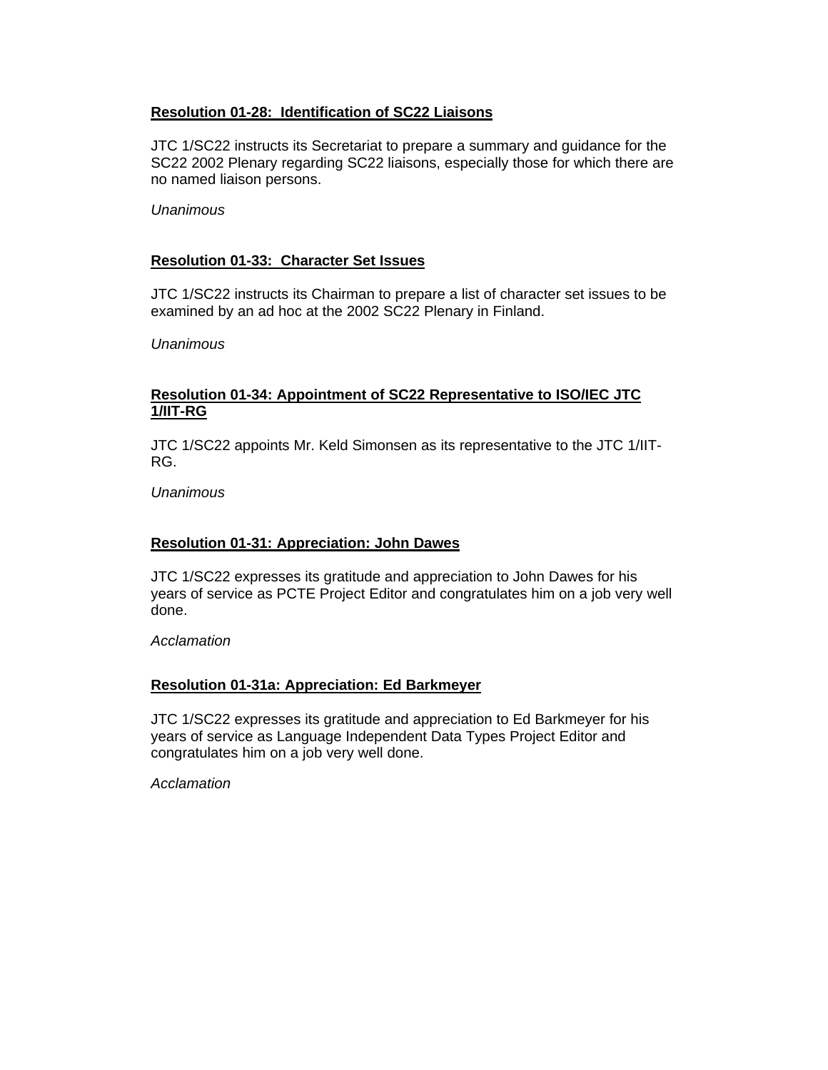**Resolution 01-28: Identification of SC22 Liaisons**

JTC 1/SC22 instructs its Secretariat to prepare a summary and guidance for the SC22 2002 Plenary regarding SC22 liaisons, especially those for which there are no named liaison persons.

*Unanimous*

**Resolution 01-33: Character Set Issues**

JTC 1/SC22 instructs its Chairman to prepare a list of character set issues to be examined by an ad hoc at the 2002 SC22 Plenary in Finland.

*Unanimous*

**Resolution 01-34: Appointment of SC22 Representative to ISO/IEC JTC 1/IIT-RG**

JTC 1/SC22 appoints Mr. Keld Simonsen as its representative to the JTC 1/IIT-RG.

*Unanimous*

**Resolution 01-31: Appreciation: John Dawes**

JTC 1/SC22 expresses its gratitude and appreciation to John Dawes for his years of service as PCTE Project Editor and congratulates him on a job very well done.

*Acclamation*

**Resolution 01-31a: Appreciation: Ed Barkmeyer**

JTC 1/SC22 expresses its gratitude and appreciation to Ed Barkmeyer for his years of service as Language Independent Data Types Project Editor and congratulates him on a job very well done.

*Acclamation*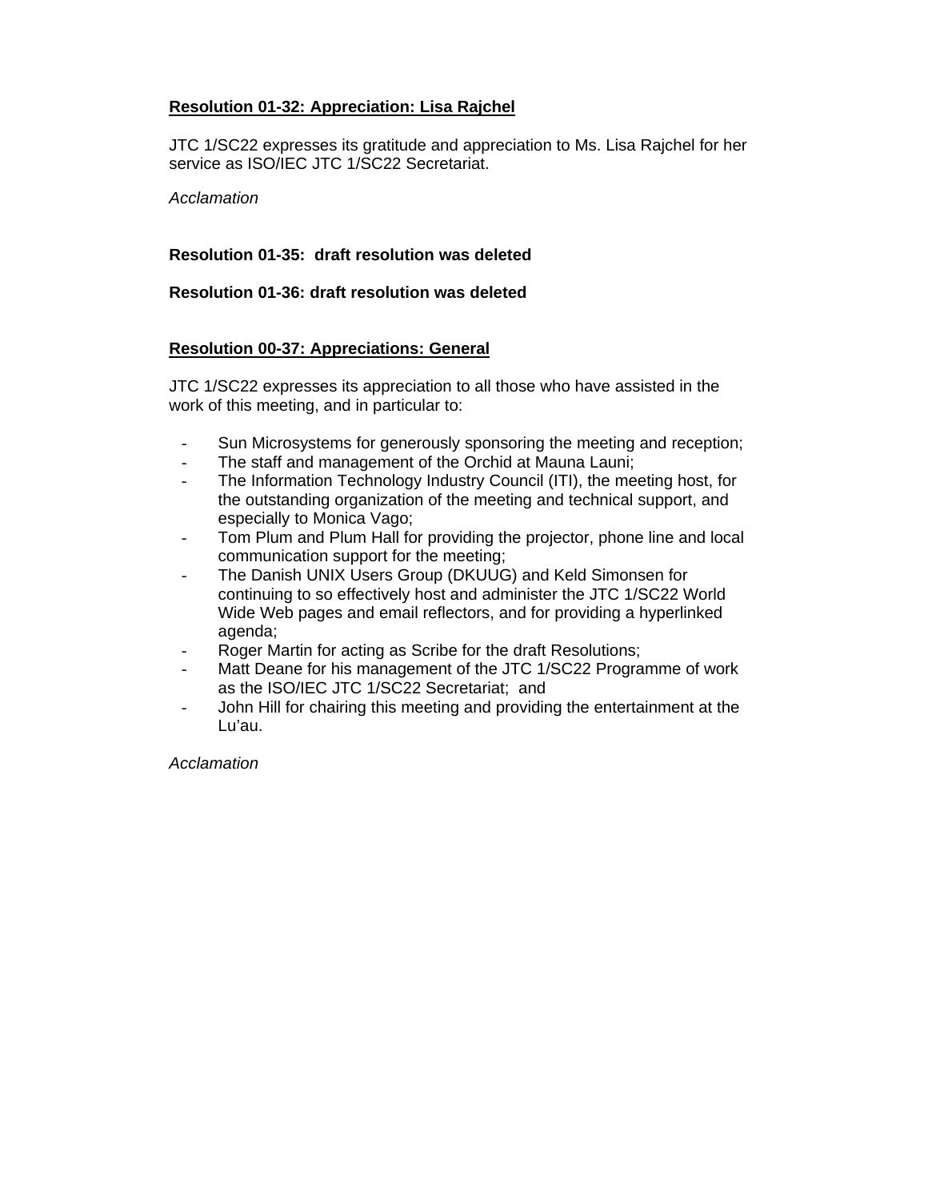**<u>Resolution 01-32: Appreciation: Lisa Rajchel</u>**

JTC 1/SC22 expresses its gratitude and appreciation to Ms. Lisa Rajchel for her service as ISO/IEC JTC 1/SC22 Secretariat.

*Acclamation*

**Resolution 01-35: draft resolution was deleted**

**Resolution 01-36: draft resolution was deleted**

**<u>Resolution 00-37: Appreciations: General</u>**

JTC 1/SC22 expresses its appreciation to all those who have assisted in the work of this meeting, and in particular to:

- Sun Microsystems for generously sponsoring the meeting and reception;
- The staff and management of the Orchid at Mauna Launi;
- The Information Technology Industry Council (ITI), the meeting host, for the outstanding organization of the meeting and technical support, and especially to Monica Vago;
- Tom Plum and Plum Hall for providing the projector, phone line and local communication support for the meeting;
- The Danish UNIX Users Group (DKUUG) and Keld Simonsen for continuing to so effectively host and administer the JTC 1/SC22 World Wide Web pages and email reflectors, and for providing a hyperlinked agenda;
- Roger Martin for acting as Scribe for the draft Resolutions;
- Matt Deane for his management of the JTC 1/SC22 Programme of work as the ISO/IEC JTC 1/SC22 Secretariat; and
- John Hill for chairing this meeting and providing the entertainment at the Lu'au.

*Acclamation*